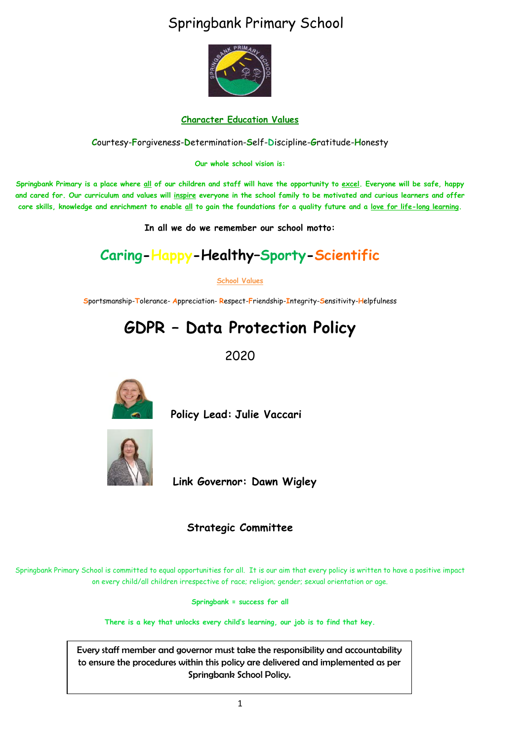# Springbank Primary School

**Character Education Values**

Courtesy-Forgiveness-Determination-Self-Discipline-Gratitude-Honesty

**Our whole school vision is:**

**Springbank Primary is a place where all of our children and staff will have the opportunity to excel. Everyone will be safe, happy and cared for. Our curriculum and values will inspire everyone in the school family to be motivated and curious learners and offer core skills, knowledge and enrichment to enable all to gain the foundations for a quality future and a love for life-long learning.**

**In all we do we remember our school motto:**

## Caring-Happy-Healthy–Sporty-Scientific

**School Values**

Sportsmanship-Tolerance- Appreciation- Respect-Friendship-Integrity-Sensitivity-Helpfulness

# GDPR – Data Protection Policy

2020

**Policy Lead: Julie Vaccari**

**Link Governor: Dawn Wigley**

**Strategic Committee**

Springbank Primary School is committed to equal opportunities for all. It is our aim that every policy is written to have a positive impact on every child/all children irrespective of race; religion; gender; sexual orientation or age.

**Springbank = success for all**

**There is a key that unlocks every child's learning, our job is to find that key.**

Every staff member and governor must take the responsibility and accountability to ensure the procedures within this policy are delivered and implemented as per Springbank School Policy.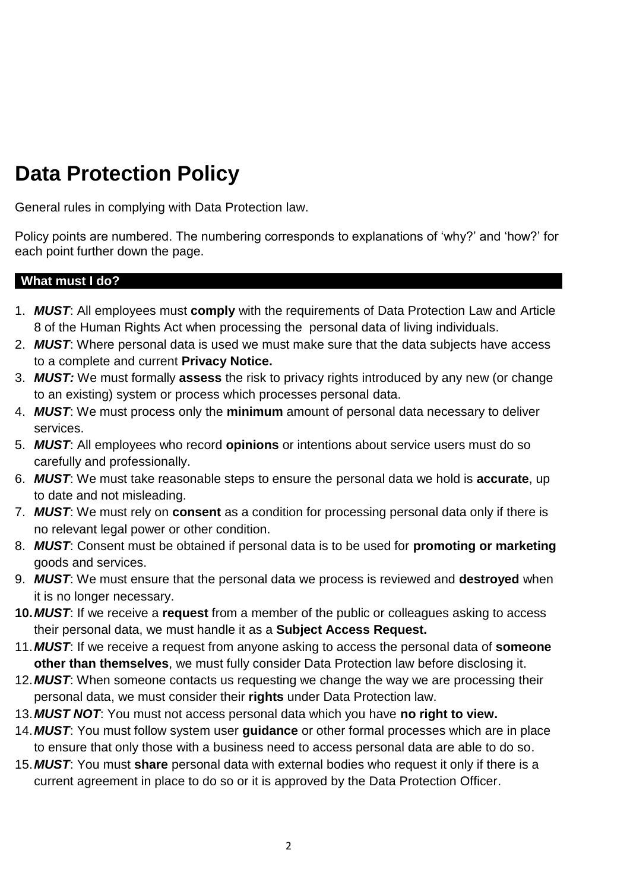# Data Protection Policy

General rules in complying with Data Protection law.

Policy points are numbered. The numbering corresponds to explanations of 'why?' and 'how?' for each point further down the page.

## What must I do?

1. ***MUST***: All employees must **comply** with the requirements of Data Protection Law and Article 8 of the Human Rights Act when processing the personal data of living individuals.
2. ***MUST***: Where personal data is used we must make sure that the data subjects have access to a complete and current **Privacy Notice.**
3. ***MUST:*** We must formally **assess** the risk to privacy rights introduced by any new (or change to an existing) system or process which processes personal data.
4. ***MUST***: We must process only the **minimum** amount of personal data necessary to deliver services.
5. ***MUST***: All employees who record **opinions** or intentions about service users must do so carefully and professionally.
6. ***MUST***: We must take reasonable steps to ensure the personal data we hold is **accurate**, up to date and not misleading.
7. ***MUST***: We must rely on **consent** as a condition for processing personal data only if there is no relevant legal power or other condition.
8. ***MUST***: Consent must be obtained if personal data is to be used for **promoting or marketing** goods and services.
9. ***MUST***: We must ensure that the personal data we process is reviewed and **destroyed** when it is no longer necessary.
10. ***MUST***: If we receive a **request** from a member of the public or colleagues asking to access their personal data, we must handle it as a **Subject Access Request.**
11. ***MUST***: If we receive a request from anyone asking to access the personal data of **someone other than themselves**, we must fully consider Data Protection law before disclosing it.
12. ***MUST***: When someone contacts us requesting we change the way we are processing their personal data, we must consider their **rights** under Data Protection law.
13. ***MUST NOT***: You must not access personal data which you have **no right to view.**
14. ***MUST***: You must follow system user **guidance** or other formal processes which are in place to ensure that only those with a business need to access personal data are able to do so.
15. ***MUST***: You must **share** personal data with external bodies who request it only if there is a current agreement in place to do so or it is approved by the Data Protection Officer.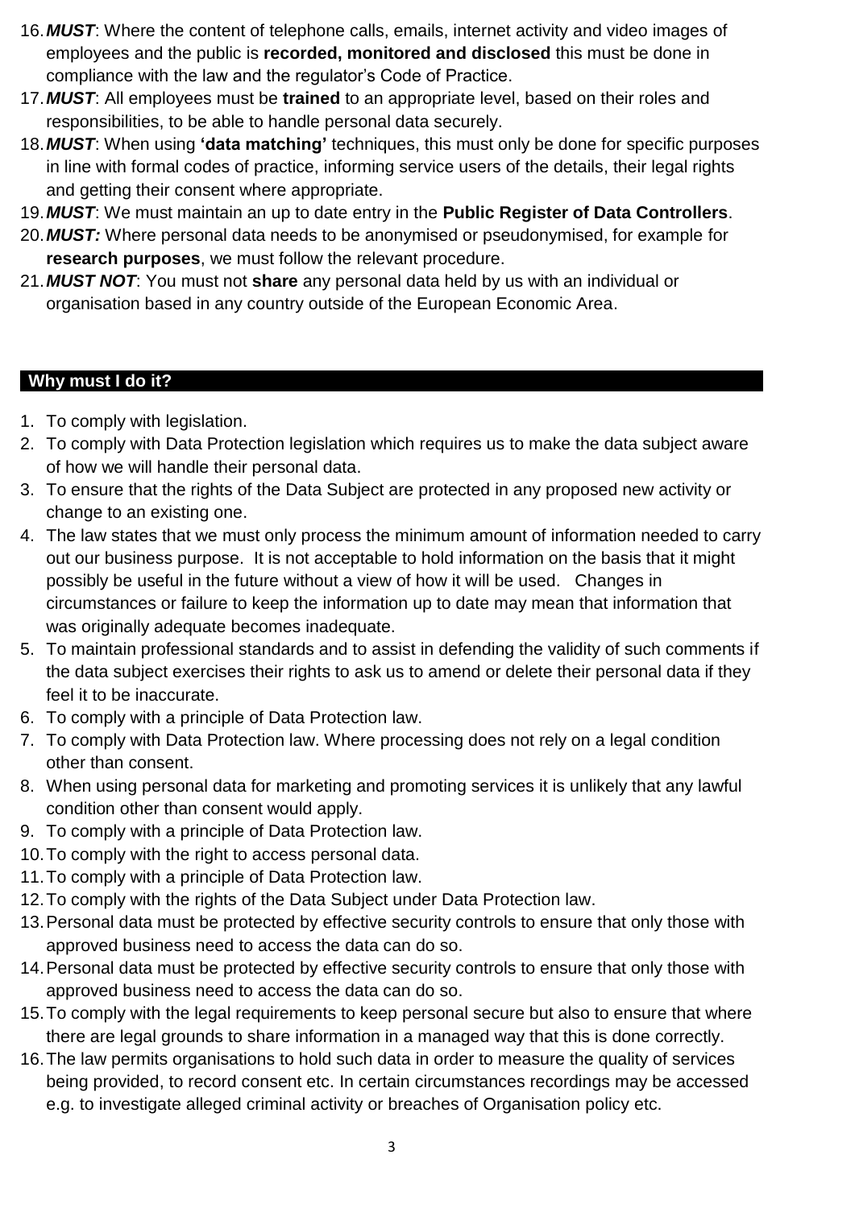16. ***MUST***: Where the content of telephone calls, emails, internet activity and video images of employees and the public is **recorded, monitored and disclosed** this must be done in compliance with the law and the regulator's Code of Practice.
17. ***MUST***: All employees must be **trained** to an appropriate level, based on their roles and responsibilities, to be able to handle personal data securely.
18. ***MUST***: When using **'data matching'** techniques, this must only be done for specific purposes in line with formal codes of practice, informing service users of the details, their legal rights and getting their consent where appropriate.
19. ***MUST***: We must maintain an up to date entry in the **Public Register of Data Controllers**.
20. ***MUST:*** Where personal data needs to be anonymised or pseudonymised, for example for **research purposes**, we must follow the relevant procedure.
21. ***MUST NOT***: You must not **share** any personal data held by us with an individual or organisation based in any country outside of the European Economic Area.

## Why must I do it?

1. To comply with legislation.
2. To comply with Data Protection legislation which requires us to make the data subject aware of how we will handle their personal data.
3. To ensure that the rights of the Data Subject are protected in any proposed new activity or change to an existing one.
4. The law states that we must only process the minimum amount of information needed to carry out our business purpose. It is not acceptable to hold information on the basis that it might possibly be useful in the future without a view of how it will be used. Changes in circumstances or failure to keep the information up to date may mean that information that was originally adequate becomes inadequate.
5. To maintain professional standards and to assist in defending the validity of such comments if the data subject exercises their rights to ask us to amend or delete their personal data if they feel it to be inaccurate.
6. To comply with a principle of Data Protection law.
7. To comply with Data Protection law. Where processing does not rely on a legal condition other than consent.
8. When using personal data for marketing and promoting services it is unlikely that any lawful condition other than consent would apply.
9. To comply with a principle of Data Protection law.
10. To comply with the right to access personal data.
11. To comply with a principle of Data Protection law.
12. To comply with the rights of the Data Subject under Data Protection law.
13. Personal data must be protected by effective security controls to ensure that only those with approved business need to access the data can do so.
14. Personal data must be protected by effective security controls to ensure that only those with approved business need to access the data can do so.
15. To comply with the legal requirements to keep personal secure but also to ensure that where there are legal grounds to share information in a managed way that this is done correctly.
16. The law permits organisations to hold such data in order to measure the quality of services being provided, to record consent etc. In certain circumstances recordings may be accessed e.g. to investigate alleged criminal activity or breaches of Organisation policy etc.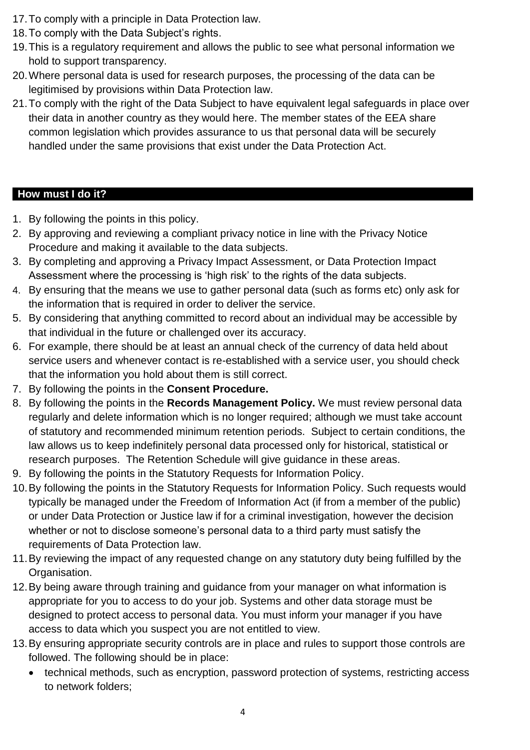17. To comply with a principle in Data Protection law.
18. To comply with the Data Subject's rights.
19. This is a regulatory requirement and allows the public to see what personal information we hold to support transparency.
20. Where personal data is used for research purposes, the processing of the data can be legitimised by provisions within Data Protection law.
21. To comply with the right of the Data Subject to have equivalent legal safeguards in place over their data in another country as they would here. The member states of the EEA share common legislation which provides assurance to us that personal data will be securely handled under the same provisions that exist under the Data Protection Act.

## How must I do it?

1. By following the points in this policy.
2. By approving and reviewing a compliant privacy notice in line with the Privacy Notice Procedure and making it available to the data subjects.
3. By completing and approving a Privacy Impact Assessment, or Data Protection Impact Assessment where the processing is 'high risk' to the rights of the data subjects.
4. By ensuring that the means we use to gather personal data (such as forms etc) only ask for the information that is required in order to deliver the service.
5. By considering that anything committed to record about an individual may be accessible by that individual in the future or challenged over its accuracy.
6. For example, there should be at least an annual check of the currency of data held about service users and whenever contact is re-established with a service user, you should check that the information you hold about them is still correct.
7. By following the points in the **Consent Procedure.**
8. By following the points in the **Records Management Policy.** We must review personal data regularly and delete information which is no longer required; although we must take account of statutory and recommended minimum retention periods. Subject to certain conditions, the law allows us to keep indefinitely personal data processed only for historical, statistical or research purposes. The Retention Schedule will give guidance in these areas.
9. By following the points in the Statutory Requests for Information Policy.
10. By following the points in the Statutory Requests for Information Policy. Such requests would typically be managed under the Freedom of Information Act (if from a member of the public) or under Data Protection or Justice law if for a criminal investigation, however the decision whether or not to disclose someone's personal data to a third party must satisfy the requirements of Data Protection law.
11. By reviewing the impact of any requested change on any statutory duty being fulfilled by the Organisation.
12. By being aware through training and guidance from your manager on what information is appropriate for you to access to do your job. Systems and other data storage must be designed to protect access to personal data. You must inform your manager if you have access to data which you suspect you are not entitled to view.
13. By ensuring appropriate security controls are in place and rules to support those controls are followed. The following should be in place:
    - technical methods, such as encryption, password protection of systems, restricting access to network folders;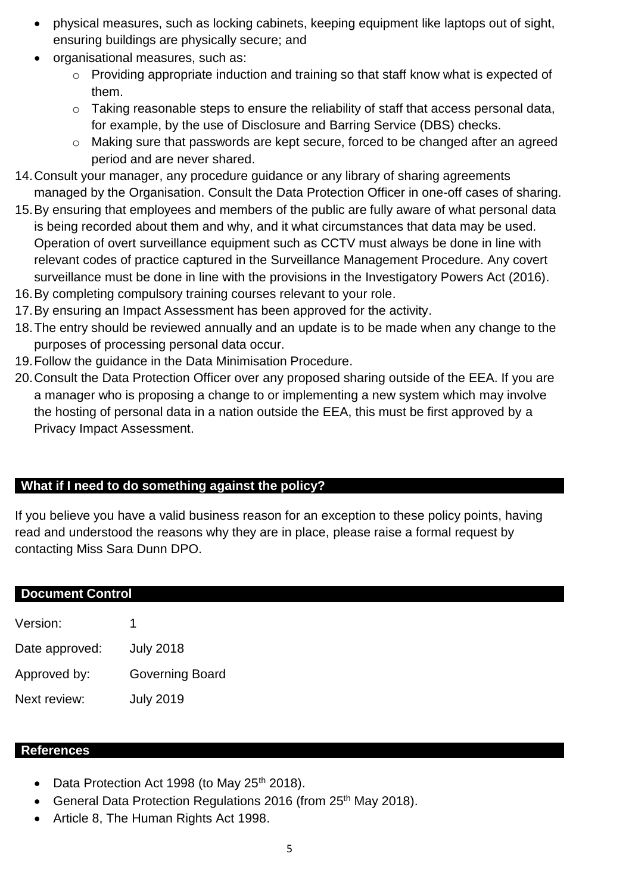- physical measures, such as locking cabinets, keeping equipment like laptops out of sight, ensuring buildings are physically secure; and
- organisational measures, such as:
  - Providing appropriate induction and training so that staff know what is expected of them.
  - Taking reasonable steps to ensure the reliability of staff that access personal data, for example, by the use of Disclosure and Barring Service (DBS) checks.
  - Making sure that passwords are kept secure, forced to be changed after an agreed period and are never shared.

14. Consult your manager, any procedure guidance or any library of sharing agreements managed by the Organisation. Consult the Data Protection Officer in one-off cases of sharing.
15. By ensuring that employees and members of the public are fully aware of what personal data is being recorded about them and why, and it what circumstances that data may be used. Operation of overt surveillance equipment such as CCTV must always be done in line with relevant codes of practice captured in the Surveillance Management Procedure. Any covert surveillance must be done in line with the provisions in the Investigatory Powers Act (2016).
16. By completing compulsory training courses relevant to your role.
17. By ensuring an Impact Assessment has been approved for the activity.
18. The entry should be reviewed annually and an update is to be made when any change to the purposes of processing personal data occur.
19. Follow the guidance in the Data Minimisation Procedure.
20. Consult the Data Protection Officer over any proposed sharing outside of the EEA. If you are a manager who is proposing a change to or implementing a new system which may involve the hosting of personal data in a nation outside the EEA, this must be first approved by a Privacy Impact Assessment.

## What if I need to do something against the policy?

If you believe you have a valid business reason for an exception to these policy points, having read and understood the reasons why they are in place, please raise a formal request by contacting Miss Sara Dunn DPO.

## Document Control

| | |
|---|---|
| Version: | 1 |
| Date approved: | July 2018 |
| Approved by: | Governing Board |
| Next review: | July 2019 |

## References

- Data Protection Act 1998 (to May 25th 2018).
- General Data Protection Regulations 2016 (from 25th May 2018).
- Article 8, The Human Rights Act 1998.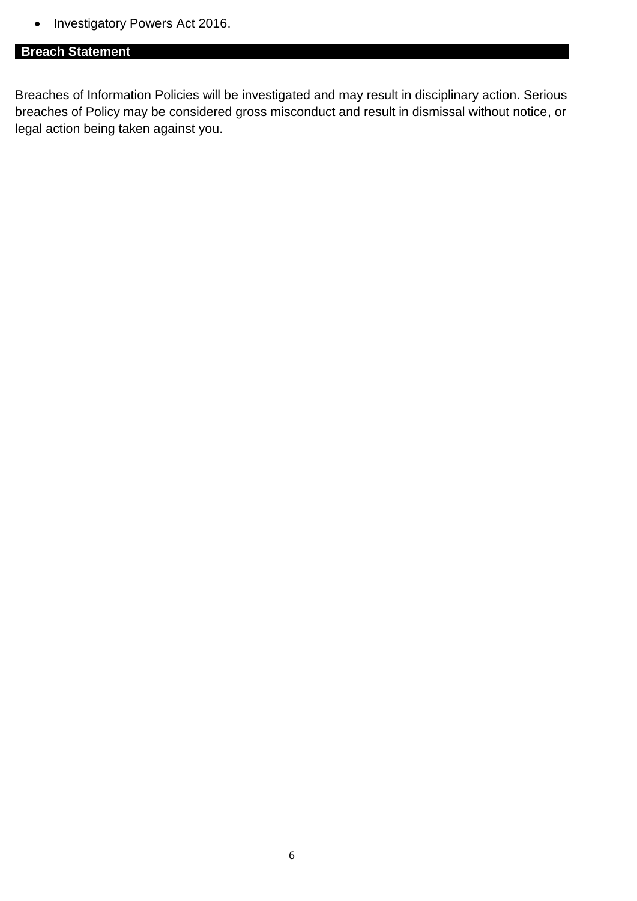- Investigatory Powers Act 2016.

## Breach Statement

Breaches of Information Policies will be investigated and may result in disciplinary action. Serious breaches of Policy may be considered gross misconduct and result in dismissal without notice, or legal action being taken against you.